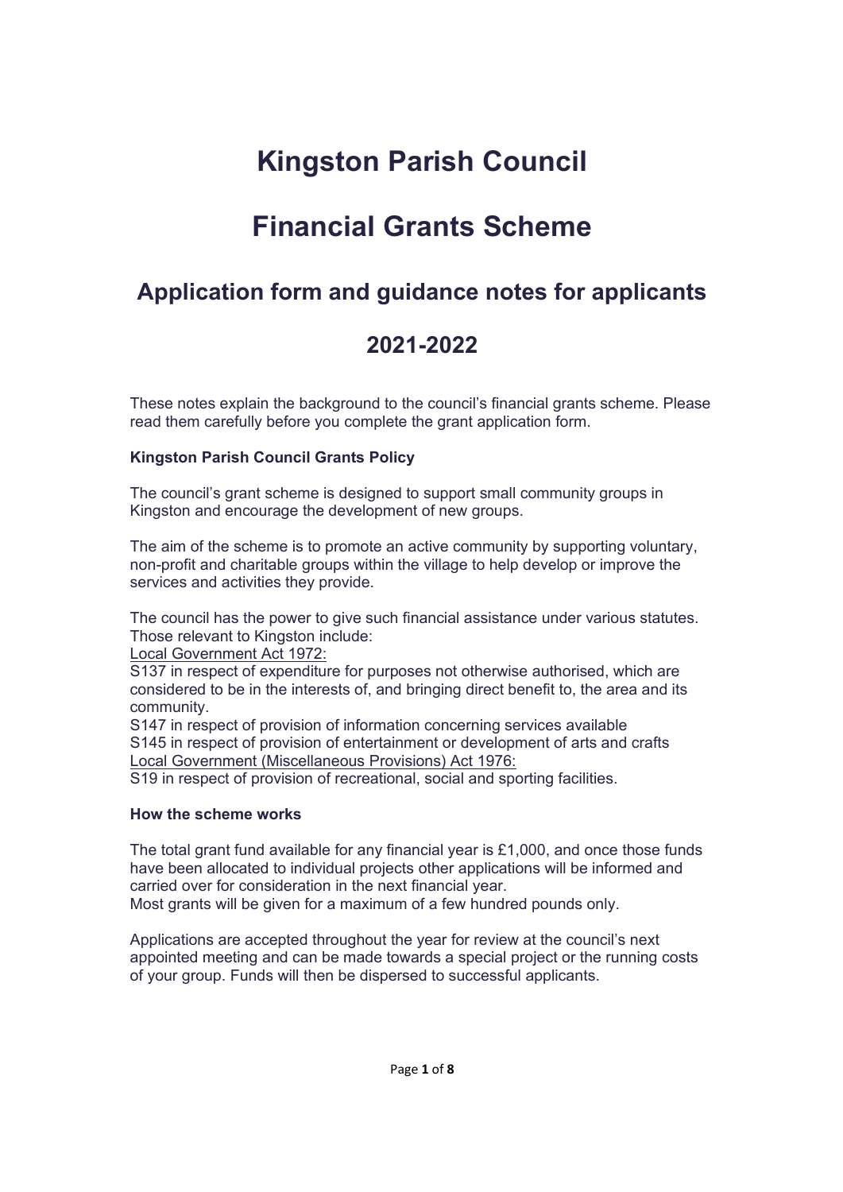# Kingston Parish Council

# Financial Grants Scheme

## Application form and guidance notes for applicants

## 2021-2022

These notes explain the background to the council's financial grants scheme. Please read them carefully before you complete the grant application form.

**Kingston Parish Council Grants Policy**

The council's grant scheme is designed to support small community groups in Kingston and encourage the development of new groups.

The aim of the scheme is to promote an active community by supporting voluntary, non-profit and charitable groups within the village to help develop or improve the services and activities they provide.

The council has the power to give such financial assistance under various statutes. Those relevant to Kingston include:
Local Government Act 1972:
S137 in respect of expenditure for purposes not otherwise authorised, which are considered to be in the interests of, and bringing direct benefit to, the area and its community.
S147 in respect of provision of information concerning services available
S145 in respect of provision of entertainment or development of arts and crafts
Local Government (Miscellaneous Provisions) Act 1976:
S19 in respect of provision of recreational, social and sporting facilities.

**How the scheme works**

The total grant fund available for any financial year is £1,000, and once those funds have been allocated to individual projects other applications will be informed and carried over for consideration in the next financial year.
Most grants will be given for a maximum of a few hundred pounds only.

Applications are accepted throughout the year for review at the council's next appointed meeting and can be made towards a special project or the running costs of your group. Funds will then be dispersed to successful applicants.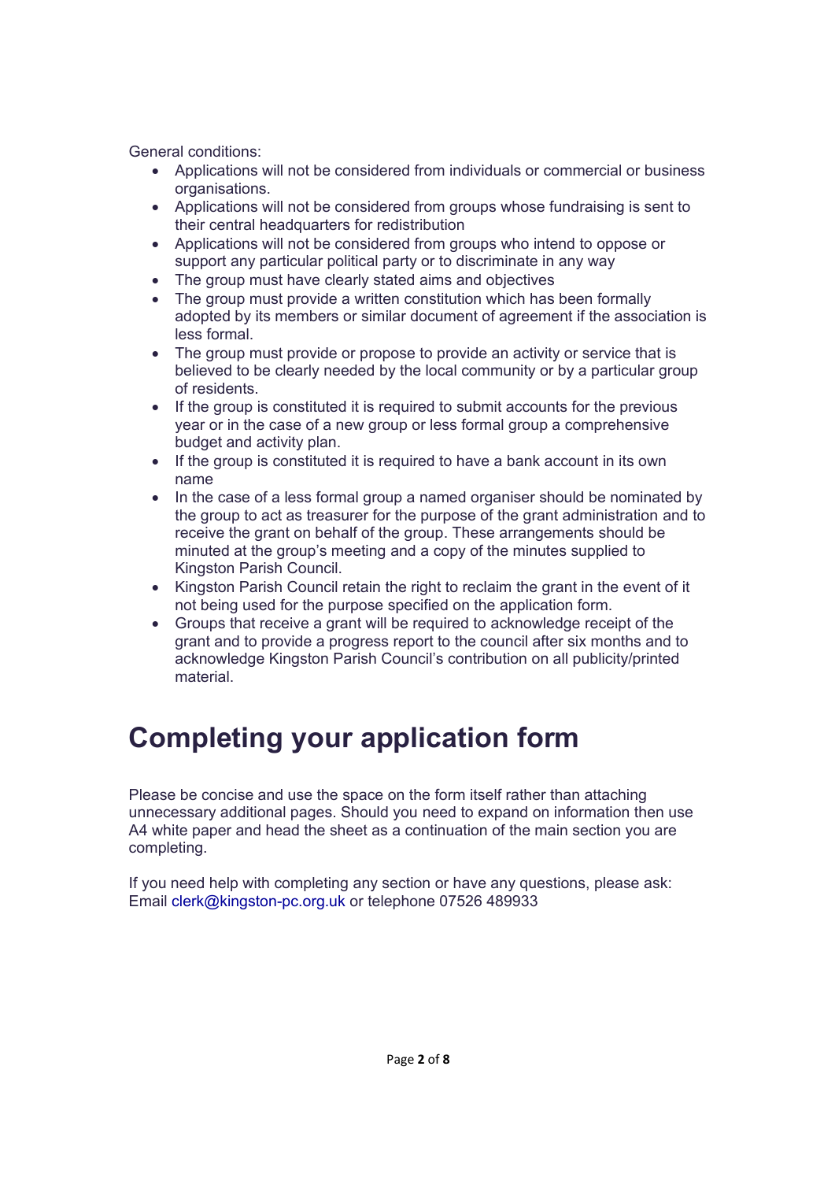General conditions:

- Applications will not be considered from individuals or commercial or business organisations.
- Applications will not be considered from groups whose fundraising is sent to their central headquarters for redistribution
- Applications will not be considered from groups who intend to oppose or support any particular political party or to discriminate in any way
- The group must have clearly stated aims and objectives
- The group must provide a written constitution which has been formally adopted by its members or similar document of agreement if the association is less formal.
- The group must provide or propose to provide an activity or service that is believed to be clearly needed by the local community or by a particular group of residents.
- If the group is constituted it is required to submit accounts for the previous year or in the case of a new group or less formal group a comprehensive budget and activity plan.
- If the group is constituted it is required to have a bank account in its own name
- In the case of a less formal group a named organiser should be nominated by the group to act as treasurer for the purpose of the grant administration and to receive the grant on behalf of the group. These arrangements should be minuted at the group's meeting and a copy of the minutes supplied to Kingston Parish Council.
- Kingston Parish Council retain the right to reclaim the grant in the event of it not being used for the purpose specified on the application form.
- Groups that receive a grant will be required to acknowledge receipt of the grant and to provide a progress report to the council after six months and to acknowledge Kingston Parish Council's contribution on all publicity/printed material.

# Completing your application form

Please be concise and use the space on the form itself rather than attaching unnecessary additional pages. Should you need to expand on information then use A4 white paper and head the sheet as a continuation of the main section you are completing.

If you need help with completing any section or have any questions, please ask:
Email clerk@kingston-pc.org.uk or telephone 07526 489933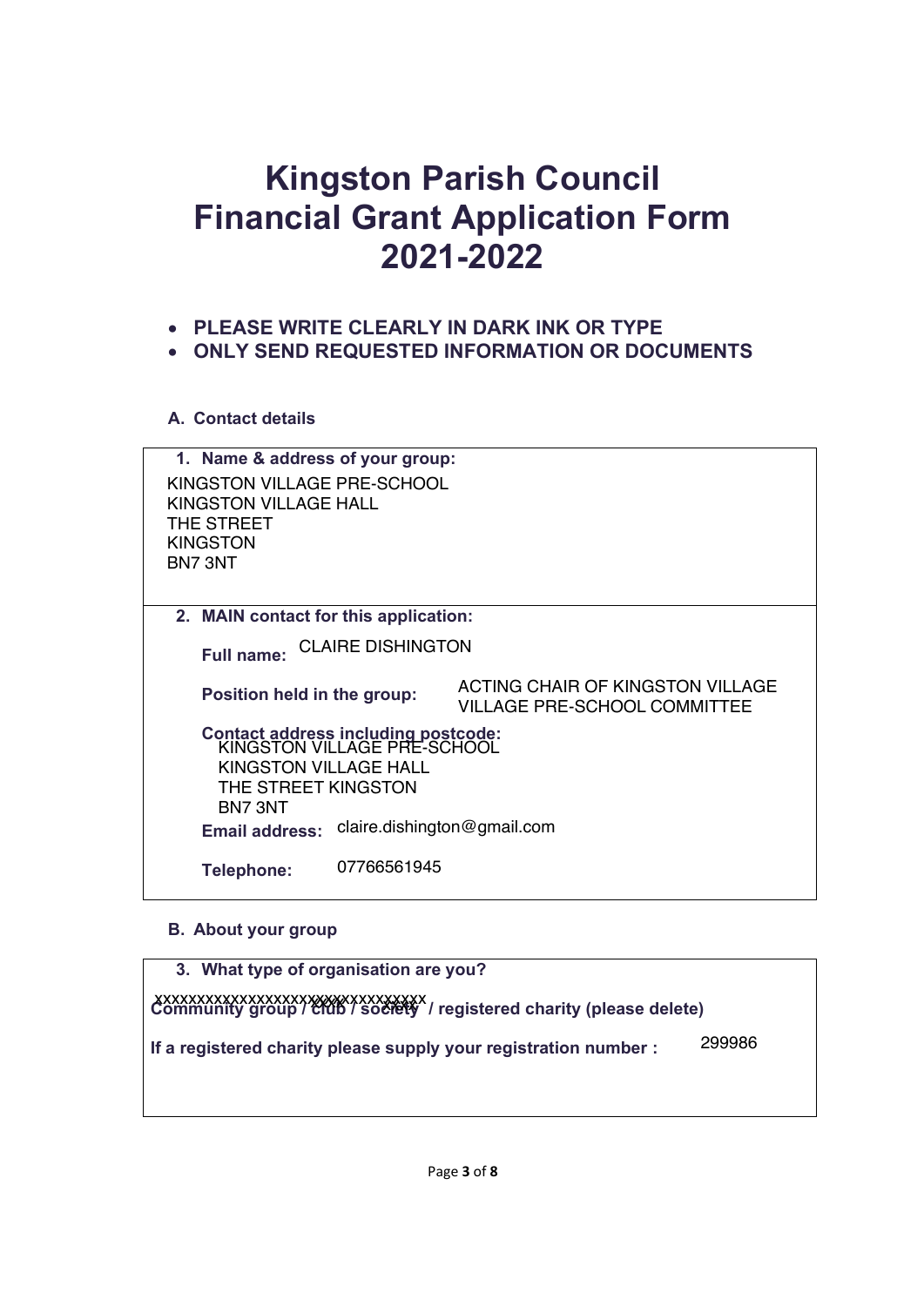# Kingston Parish Council Financial Grant Application Form 2021-2022

- **PLEASE WRITE CLEARLY IN DARK INK OR TYPE**
- **ONLY SEND REQUESTED INFORMATION OR DOCUMENTS**

### A. Contact details

**1. Name & address of your group:**

KINGSTON VILLAGE PRE-SCHOOL
KINGSTON VILLAGE HALL
THE STREET
KINGSTON
BN7 3NT

**2. MAIN contact for this application:**

**Full name:** CLAIRE DISHINGTON

**Position held in the group:** ACTING CHAIR OF KINGSTON VILLAGE VILLAGE PRE-SCHOOL COMMITTEE

**Contact address including postcode:**
KINGSTON VILLAGE PRE-SCHOOL
KINGSTON VILLAGE HALL
THE STREET KINGSTON
BN7 3NT

**Email address:** claire.dishington@gmail.com

**Telephone:** 07766561945

### B. About your group

**3. What type of organisation are you?**

~~**Community group / club / society**~~ **/ registered charity (please delete)**

**If a registered charity please supply your registration number :** 299986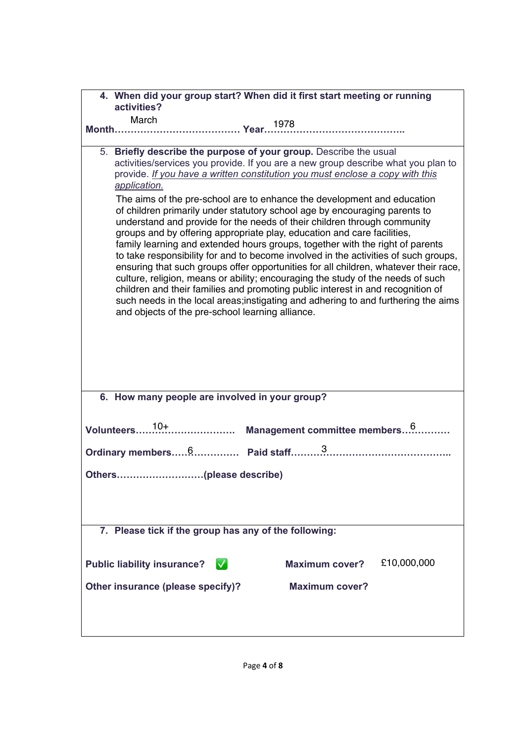**4. When did your group start? When did it first start meeting or running activities?**

**Month**…March… **Year**…1978…

5. **Briefly describe the purpose of your group.** Describe the usual activities/services you provide. If you are a new group describe what you plan to provide. *If you have a written constitution you must enclose a copy with this application.*

The aims of the pre-school are to enhance the development and education of children primarily under statutory school age by encouraging parents to understand and provide for the needs of their children through community groups and by offering appropriate play, education and care facilities, family learning and extended hours groups, together with the right of parents to take responsibility for and to become involved in the activities of such groups, ensuring that such groups offer opportunities for all children, whatever their race, culture, religion, means or ability; encouraging the study of the needs of such children and their families and promoting public interest in and recognition of such needs in the local areas;instigating and adhering to and furthering the aims and objects of the pre-school learning alliance.

**6. How many people are involved in your group?**

**Volunteers**…10+… **Management committee members**…6…

**Ordinary members**…6… **Paid staff**…3…

**Others**……………………**(please describe)**

**7. Please tick if the group has any of the following:**

**Public liability insurance?** ✅ **Maximum cover?** £10,000,000

**Other insurance (please specify)?** **Maximum cover?**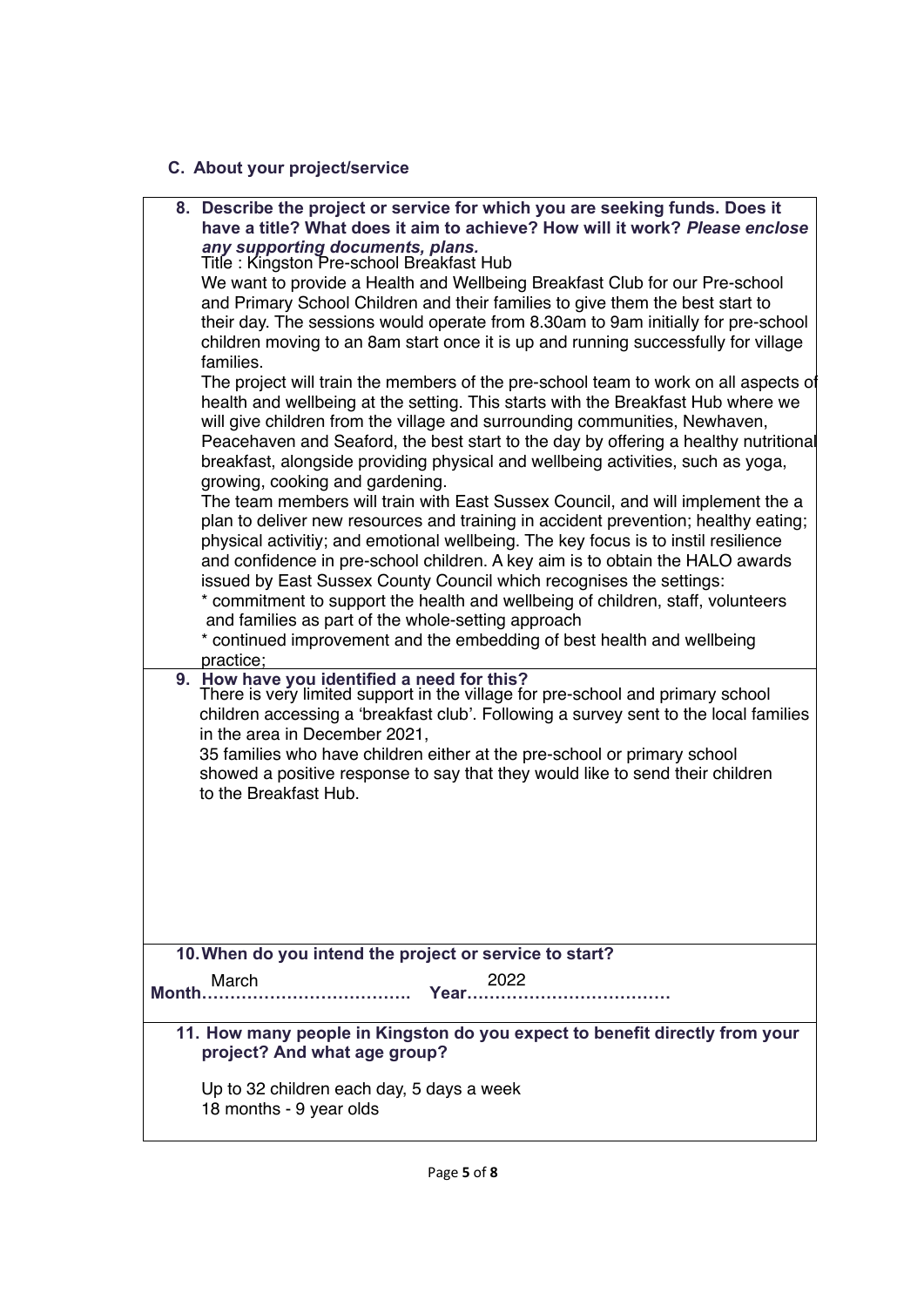### C. About your project/service

**8. Describe the project or service for which you are seeking funds. Does it have a title? What does it aim to achieve? How will it work?** ***Please enclose any supporting documents, plans.***

Title : Kingston Pre-school Breakfast Hub

We want to provide a Health and Wellbeing Breakfast Club for our Pre-school and Primary School Children and their families to give them the best start to their day. The sessions would operate from 8.30am to 9am initially for pre-school children moving to an 8am start once it is up and running successfully for village families.

The project will train the members of the pre-school team to work on all aspects of health and wellbeing at the setting. This starts with the Breakfast Hub where we will give children from the village and surrounding communities, Newhaven, Peacehaven and Seaford, the best start to the day by offering a healthy nutritional breakfast, alongside providing physical and wellbeing activities, such as yoga, growing, cooking and gardening.

The team members will train with East Sussex Council, and will implement the a plan to deliver new resources and training in accident prevention; healthy eating; physical activitiy; and emotional wellbeing. The key focus is to instil resilience and confidence in pre-school children. A key aim is to obtain the HALO awards issued by East Sussex County Council which recognises the settings:

* commitment to support the health and wellbeing of children, staff, volunteers and families as part of the whole-setting approach
* continued improvement and the embedding of best health and wellbeing practice;

**9. How have you identified a need for this?**

There is very limited support in the village for pre-school and primary school children accessing a 'breakfast club'. Following a survey sent to the local families in the area in December 2021,

35 families who have children either at the pre-school or primary school showed a positive response to say that they would like to send their children to the Breakfast Hub.

**10. When do you intend the project or service to start?**

**Month** March **Year** 2022

**11. How many people in Kingston do you expect to benefit directly from your project? And what age group?**

Up to 32 children each day, 5 days a week

18 months - 9 year olds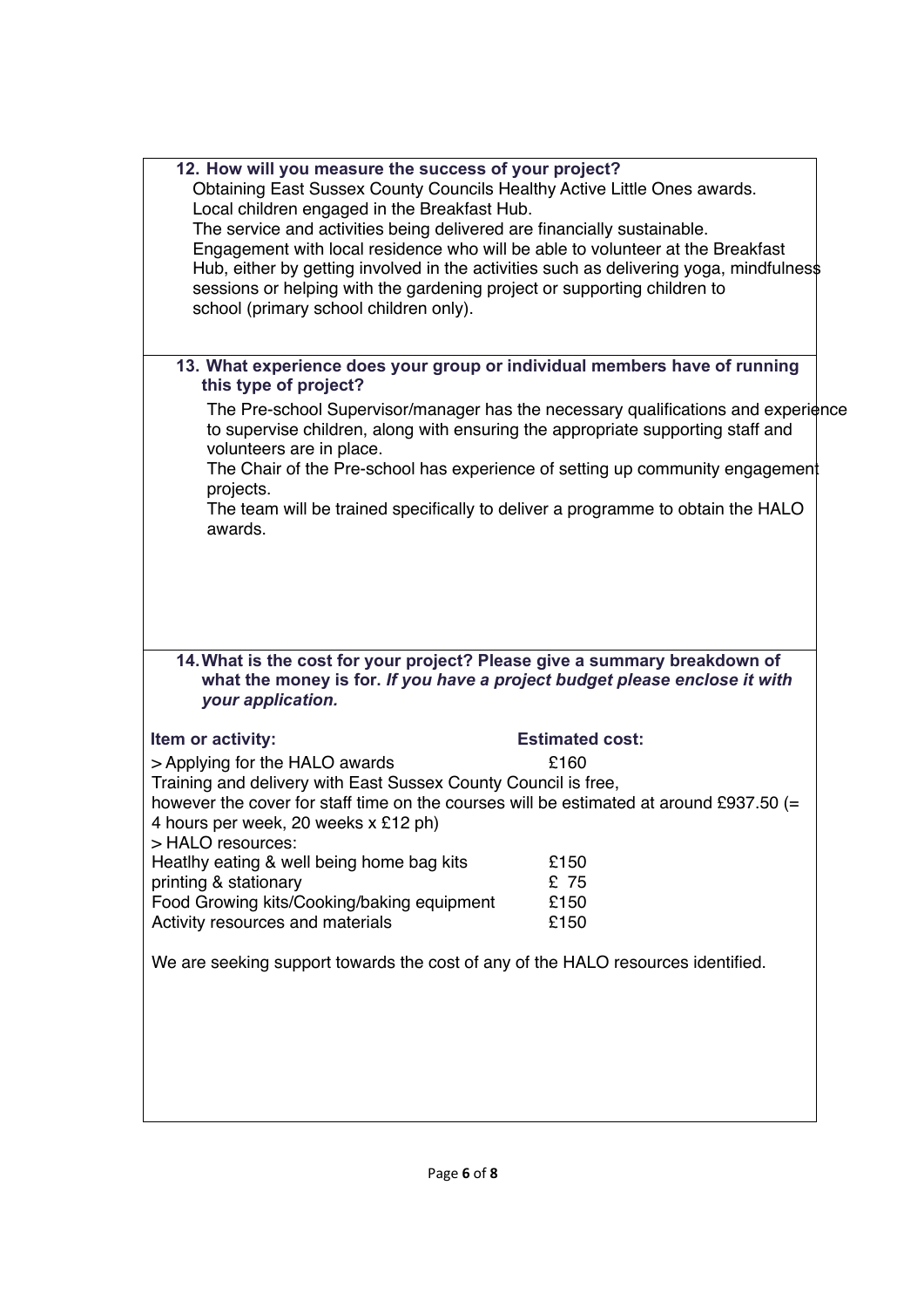**12. How will you measure the success of your project?**

Obtaining East Sussex County Councils Healthy Active Little Ones awards.
Local children engaged in the Breakfast Hub.
The service and activities being delivered are financially sustainable.
Engagement with local residence who will be able to volunteer at the Breakfast Hub, either by getting involved in the activities such as delivering yoga, mindfulness sessions or helping with the gardening project or supporting children to school (primary school children only).

**13. What experience does your group or individual members have of running this type of project?**

The Pre-school Supervisor/manager has the necessary qualifications and experience to supervise children, along with ensuring the appropriate supporting staff and volunteers are in place.
The Chair of the Pre-school has experience of setting up community engagement projects.
The team will be trained specifically to deliver a programme to obtain the HALO awards.

**14. What is the cost for your project? Please give a summary breakdown of what the money is for.** ***If you have a project budget please enclose it with your application.***

| **Item or activity:** | **Estimated cost:** |
|---|---|
| > Applying for the HALO awards | £160 |

Training and delivery with East Sussex County Council is free, however the cover for staff time on the courses will be estimated at around £937.50 (= 4 hours per week, 20 weeks x £12 ph)

> HALO resources:

| | |
|---|---|
| Heatlhy eating & well being home bag kits | £150 |
| printing & stationary | £ 75 |
| Food Growing kits/Cooking/baking equipment | £150 |
| Activity resources and materials | £150 |

We are seeking support towards the cost of any of the HALO resources identified.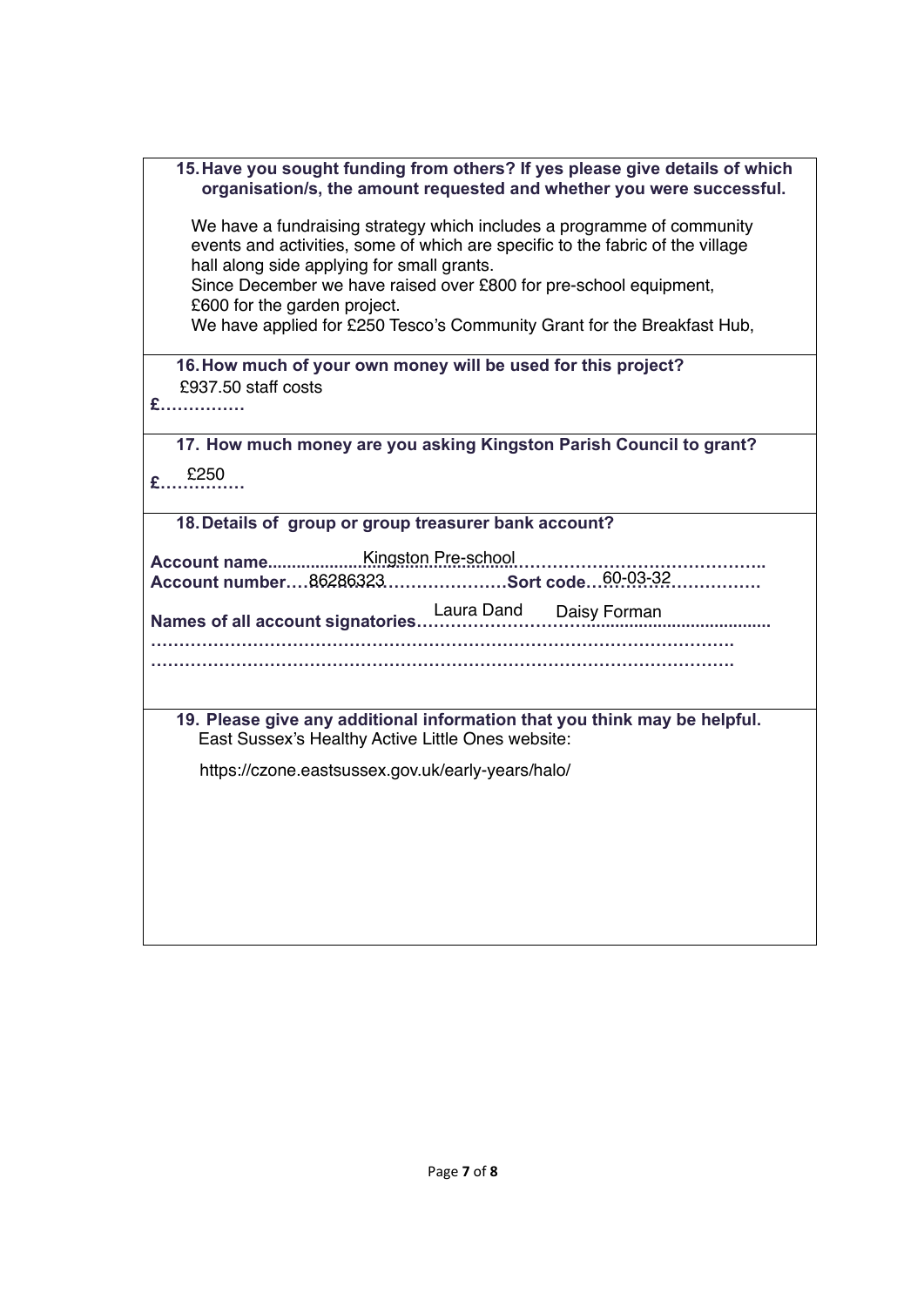**15. Have you sought funding from others? If yes please give details of which organisation/s, the amount requested and whether you were successful.**

We have a fundraising strategy which includes a programme of community events and activities, some of which are specific to the fabric of the village hall along side applying for small grants.
Since December we have raised over £800 for pre-school equipment, £600 for the garden project.
We have applied for £250 Tesco's Community Grant for the Breakfast Hub,

**16. How much of your own money will be used for this project?**

£937.50 staff costs

**£……………**

**17. How much money are you asking Kingston Parish Council to grant?**

**£**……£250……

**18. Details of group or group treasurer bank account?**

**Account name**......Kingston Pre-school……………………………………..
**Account number**….86286323…………………**Sort code**…60-03-32…………….

**Names of all account signatories**……Laura Dand Daisy Forman……………………
……………………………………………………………………………………….
……………………………………………………………………………………….

**19. Please give any additional information that you think may be helpful.**

East Sussex's Healthy Active Little Ones website:

https://czone.eastsussex.gov.uk/early-years/halo/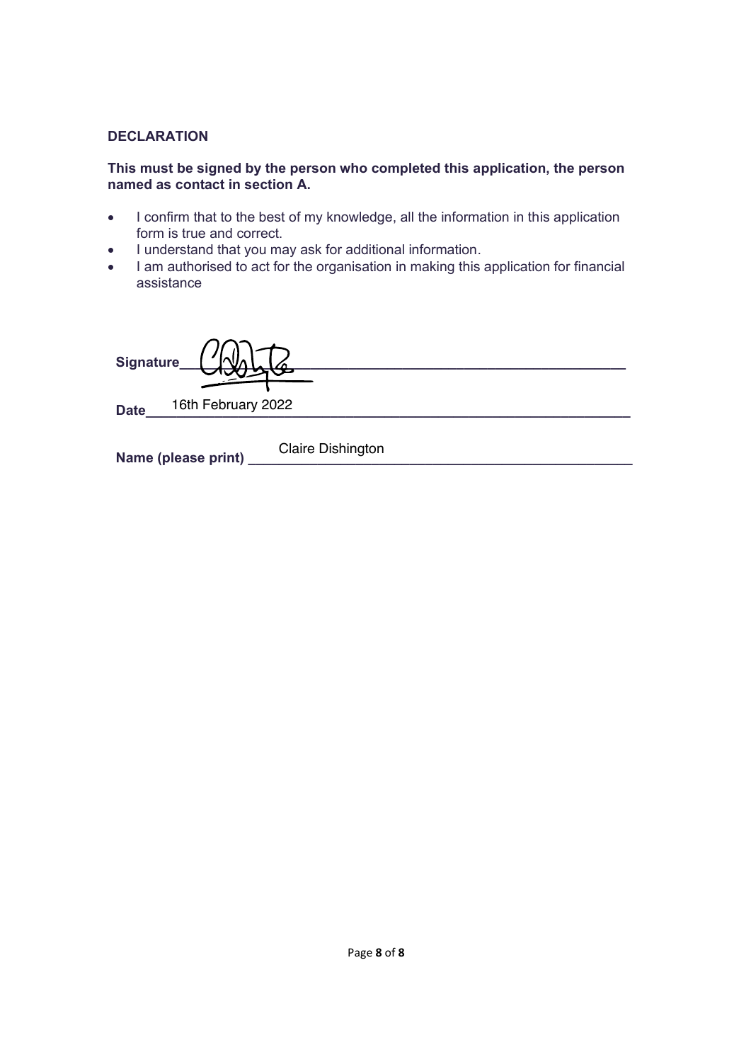**DECLARATION**

**This must be signed by the person who completed this application, the person named as contact in section A.**

- I confirm that to the best of my knowledge, all the information in this application form is true and correct.
- I understand that you may ask for additional information.
- I am authorised to act for the organisation in making this application for financial assistance

**Signature**\_\_\_\_\_\_\_\_\_\_\_\_\_\_\_\_\_\_\_\_\_\_\_\_\_\_\_\_\_\_\_\_\_\_\_\_\_\_\_\_

**Date** 16th February 2022

**Name (please print)** Claire Dishington